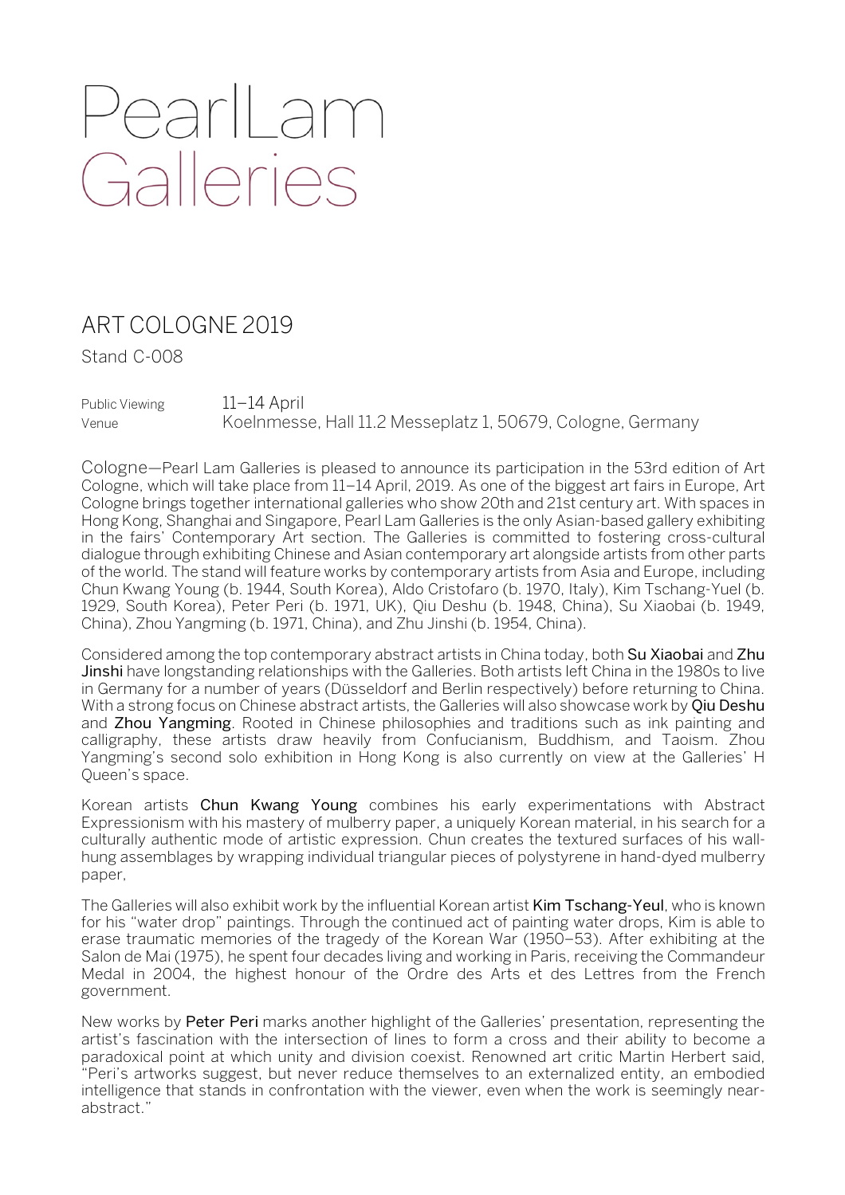# PearlLam Galleries

## ART COLOGNE 2019

Stand C-008

Public Viewing 11–14 April
Venue Koelnmesse, Hall 11.2 Messeplatz 1, 50679, Cologne, Germany

Cologne—Pearl Lam Galleries is pleased to announce its participation in the 53rd edition of Art Cologne, which will take place from 11–14 April, 2019. As one of the biggest art fairs in Europe, Art Cologne brings together international galleries who show 20th and 21st century art. With spaces in Hong Kong, Shanghai and Singapore, Pearl Lam Galleries is the only Asian-based gallery exhibiting in the fairs' Contemporary Art section. The Galleries is committed to fostering cross-cultural dialogue through exhibiting Chinese and Asian contemporary art alongside artists from other parts of the world. The stand will feature works by contemporary artists from Asia and Europe, including Chun Kwang Young (b. 1944, South Korea), Aldo Cristofaro (b. 1970, Italy), Kim Tschang-Yuel (b. 1929, South Korea), Peter Peri (b. 1971, UK), Qiu Deshu (b. 1948, China), Su Xiaobai (b. 1949, China), Zhou Yangming (b. 1971, China), and Zhu Jinshi (b. 1954, China).

Considered among the top contemporary abstract artists in China today, both **Su Xiaobai** and **Zhu Jinshi** have longstanding relationships with the Galleries. Both artists left China in the 1980s to live in Germany for a number of years (Düsseldorf and Berlin respectively) before returning to China. With a strong focus on Chinese abstract artists, the Galleries will also showcase work by **Qiu Deshu** and **Zhou Yangming**. Rooted in Chinese philosophies and traditions such as ink painting and calligraphy, these artists draw heavily from Confucianism, Buddhism, and Taoism. Zhou Yangming's second solo exhibition in Hong Kong is also currently on view at the Galleries' H Queen's space.

Korean artists **Chun Kwang Young** combines his early experimentations with Abstract Expressionism with his mastery of mulberry paper, a uniquely Korean material, in his search for a culturally authentic mode of artistic expression. Chun creates the textured surfaces of his wall-hung assemblages by wrapping individual triangular pieces of polystyrene in hand-dyed mulberry paper,

The Galleries will also exhibit work by the influential Korean artist **Kim Tschang-Yeul**, who is known for his "water drop" paintings. Through the continued act of painting water drops, Kim is able to erase traumatic memories of the tragedy of the Korean War (1950–53). After exhibiting at the Salon de Mai (1975), he spent four decades living and working in Paris, receiving the Commandeur Medal in 2004, the highest honour of the Ordre des Arts et des Lettres from the French government.

New works by **Peter Peri** marks another highlight of the Galleries' presentation, representing the artist's fascination with the intersection of lines to form a cross and their ability to become a paradoxical point at which unity and division coexist. Renowned art critic Martin Herbert said, "Peri's artworks suggest, but never reduce themselves to an externalized entity, an embodied intelligence that stands in confrontation with the viewer, even when the work is seemingly near-abstract."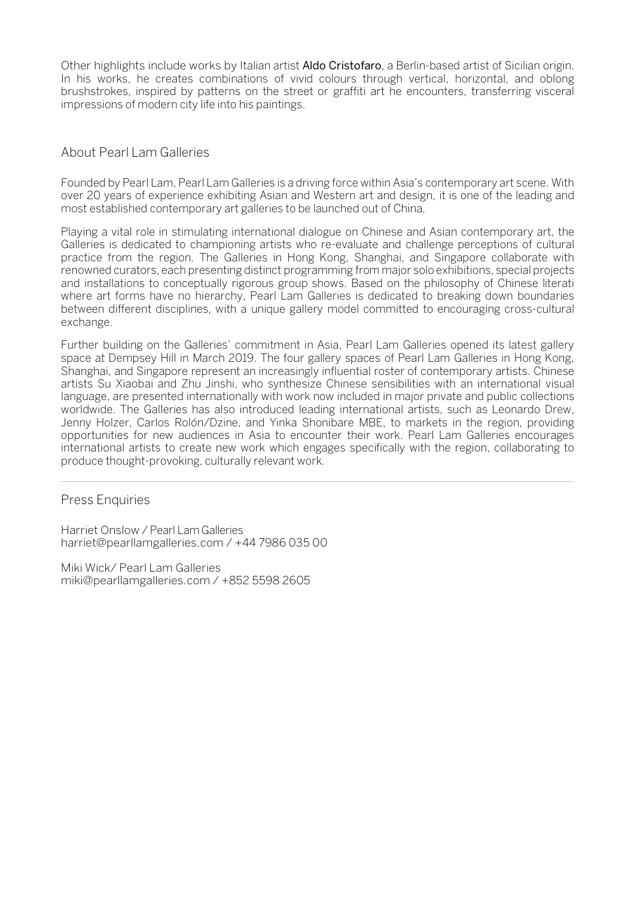Other highlights include works by Italian artist **Aldo Cristofaro**, a Berlin-based artist of Sicilian origin. In his works, he creates combinations of vivid colours through vertical, horizontal, and oblong brushstrokes, inspired by patterns on the street or graffiti art he encounters, transferring visceral impressions of modern city life into his paintings.

## About Pearl Lam Galleries

Founded by Pearl Lam, Pearl Lam Galleries is a driving force within Asia's contemporary art scene. With over 20 years of experience exhibiting Asian and Western art and design, it is one of the leading and most established contemporary art galleries to be launched out of China.

Playing a vital role in stimulating international dialogue on Chinese and Asian contemporary art, the Galleries is dedicated to championing artists who re-evaluate and challenge perceptions of cultural practice from the region. The Galleries in Hong Kong, Shanghai, and Singapore collaborate with renowned curators, each presenting distinct programming from major solo exhibitions, special projects and installations to conceptually rigorous group shows. Based on the philosophy of Chinese literati where art forms have no hierarchy, Pearl Lam Galleries is dedicated to breaking down boundaries between different disciplines, with a unique gallery model committed to encouraging cross-cultural exchange.

Further building on the Galleries' commitment in Asia, Pearl Lam Galleries opened its latest gallery space at Dempsey Hill in March 2019. The four gallery spaces of Pearl Lam Galleries in Hong Kong, Shanghai, and Singapore represent an increasingly influential roster of contemporary artists. Chinese artists Su Xiaobai and Zhu Jinshi, who synthesize Chinese sensibilities with an international visual language, are presented internationally with work now included in major private and public collections worldwide. The Galleries has also introduced leading international artists, such as Leonardo Drew, Jenny Holzer, Carlos Rolón/Dzine, and Yinka Shonibare MBE, to markets in the region, providing opportunities for new audiences in Asia to encounter their work. Pearl Lam Galleries encourages international artists to create new work which engages specifically with the region, collaborating to produce thought-provoking, culturally relevant work.

---

## Press Enquiries

Harriet Onslow / Pearl Lam Galleries
harriet@pearllamgalleries.com / +44 7986 035 00

Miki Wick/ Pearl Lam Galleries
miki@pearllamgalleries.com / +852 5598 2605